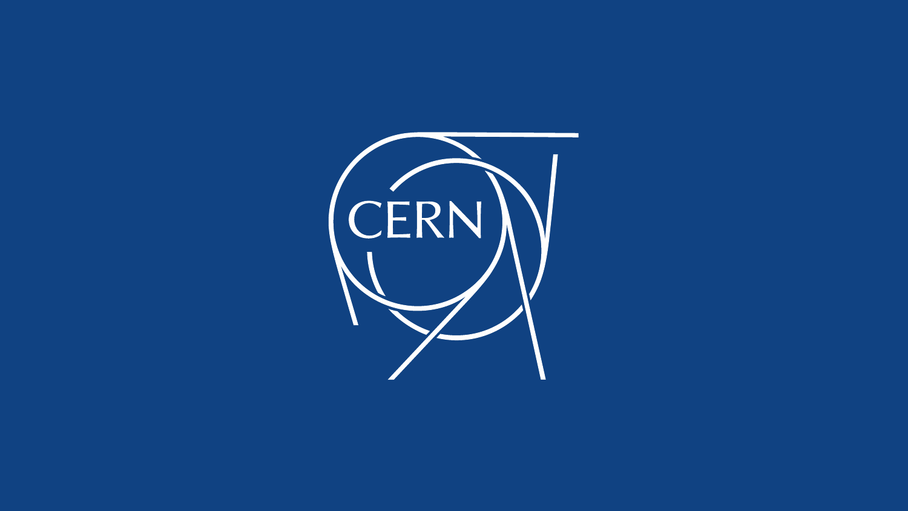CERN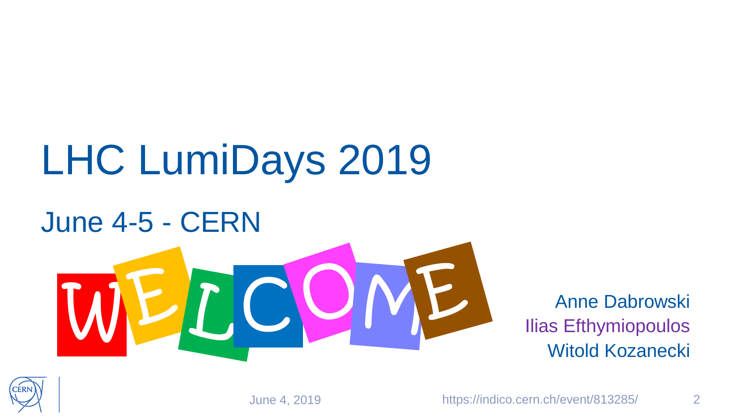# LHC LumiDays 2019

## June 4-5 - CERN

WELCOME

Anne Dabrowski
Ilias Efthymiopoulos
Witold Kozanecki

June 4, 2019

https://indico.cern.ch/event/813285/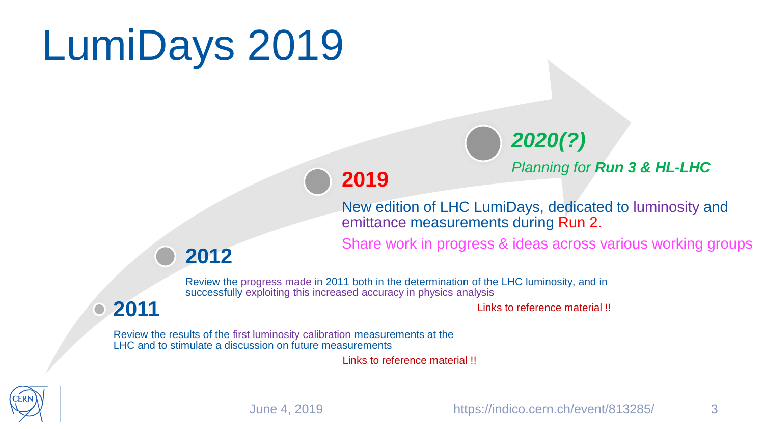# LumiDays 2019

## 2011

Review the results of the first luminosity calibration measurements at the LHC and to stimulate a discussion on future measurements

Links to reference material !!

## 2012

Review the progress made in 2011 both in the determination of the LHC luminosity, and in successfully exploiting this increased accuracy in physics analysis

Links to reference material !!

## 2019

New edition of LHC LumiDays, dedicated to luminosity and emittance measurements during Run 2.

Share work in progress & ideas across various working groups

## *2020(?)*

*Planning for* ***Run 3 & HL-LHC***

June 4, 2019 https://indico.cern.ch/event/813285/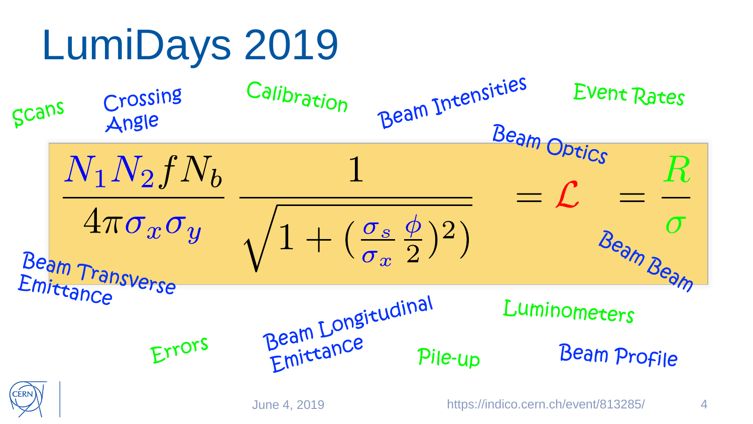# LumiDays 2019

Scans

Crossing Angle

Calibration

Beam Intensities

Event Rates

Beam Optics

$$\frac{N_1 N_2 f N_b}{4\pi\sigma_x\sigma_y} \frac{1}{\sqrt{1 + (\frac{\sigma_s}{\sigma_x}\frac{\phi}{2})^2)}} = \mathcal{L} = \frac{R}{\sigma}$$

Beam Transverse Emittance

Beam Beam

Errors

Beam Longitudinal Emittance

Pile-up

Luminometers

Beam Profile

June 4, 2019

https://indico.cern.ch/event/813285/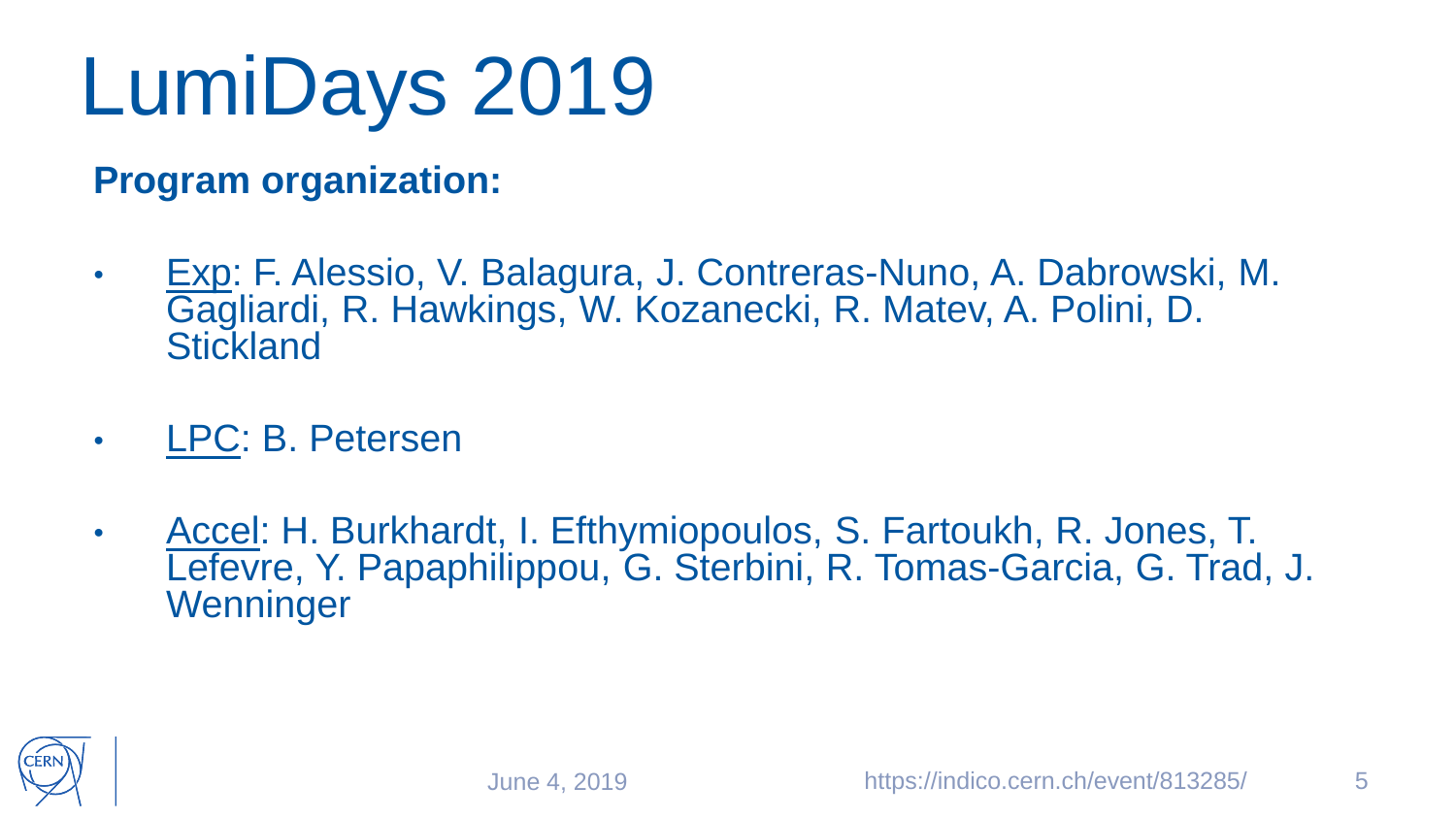# LumiDays 2019

**Program organization:**

- Exp: F. Alessio, V. Balagura, J. Contreras-Nuno, A. Dabrowski, M. Gagliardi, R. Hawkings, W. Kozanecki, R. Matev, A. Polini, D. Stickland
- LPC: B. Petersen
- Accel: H. Burkhardt, I. Efthymiopoulos, S. Fartoukh, R. Jones, T. Lefevre, Y. Papaphilippou, G. Sterbini, R. Tomas-Garcia, G. Trad, J. Wenninger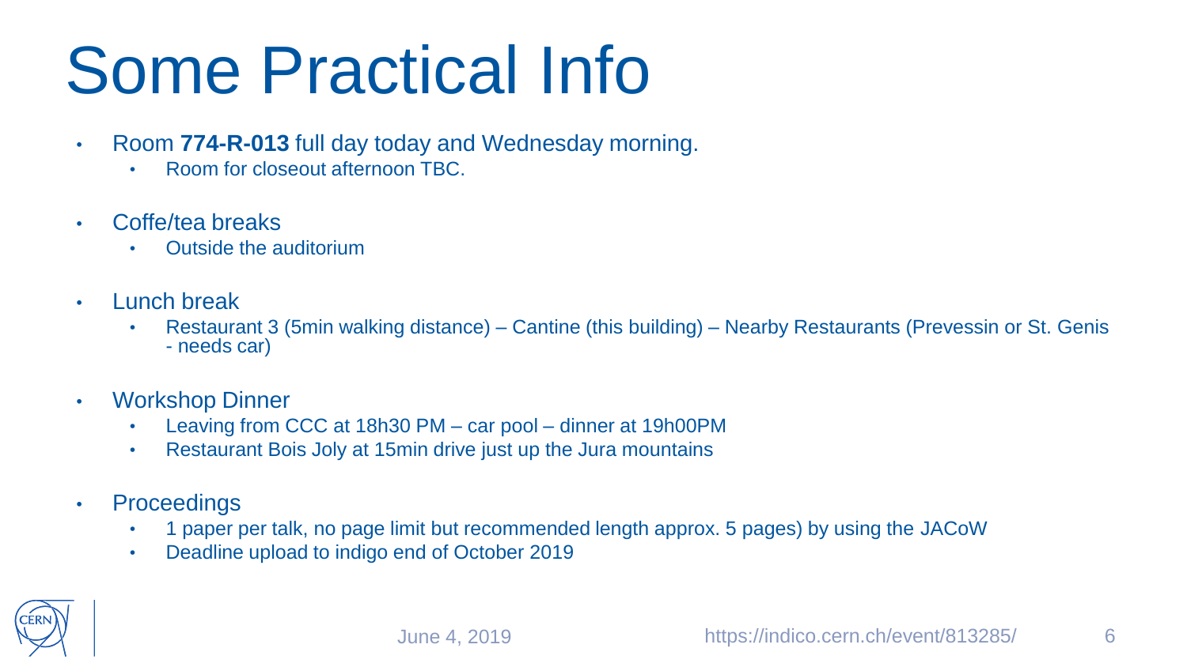# Some Practical Info

- Room **774-R-013** full day today and Wednesday morning.
  - Room for closeout afternoon TBC.
- Coffe/tea breaks
  - Outside the auditorium
- Lunch break
  - Restaurant 3 (5min walking distance) – Cantine (this building) – Nearby Restaurants (Prevessin or St. Genis - needs car)
- Workshop Dinner
  - Leaving from CCC at 18h30 PM – car pool – dinner at 19h00PM
  - Restaurant Bois Joly at 15min drive just up the Jura mountains
- Proceedings
  - 1 paper per talk, no page limit but recommended length approx. 5 pages) by using the JACoW
  - Deadline upload to indigo end of October 2019